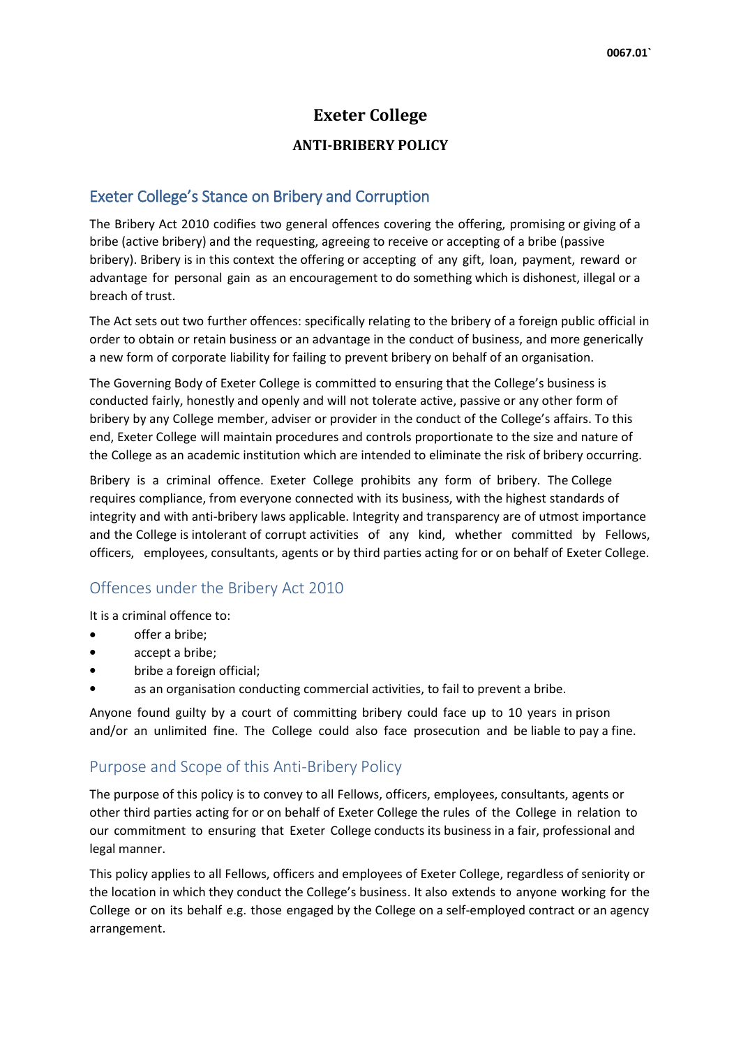# Exeter College

## ANTI-BRIBERY POLICY

## Exeter College's Stance on Bribery and Corruption

The Bribery Act 2010 codifies two general offences covering the offering, promising or giving of a bribe (active bribery) and the requesting, agreeing to receive or accepting of a bribe (passive bribery). Bribery is in this context the offering or accepting of any gift, loan, payment, reward or advantage for personal gain as an encouragement to do something which is dishonest, illegal or a breach of trust.

The Act sets out two further offences: specifically relating to the bribery of a foreign public official in order to obtain or retain business or an advantage in the conduct of business, and more generically a new form of corporate liability for failing to prevent bribery on behalf of an organisation.

The Governing Body of Exeter College is committed to ensuring that the College's business is conducted fairly, honestly and openly and will not tolerate active, passive or any other form of bribery by any College member, adviser or provider in the conduct of the College's affairs. To this end, Exeter College will maintain procedures and controls proportionate to the size and nature of the College as an academic institution which are intended to eliminate the risk of bribery occurring.

Bribery is a criminal offence. Exeter College prohibits any form of bribery. The College requires compliance, from everyone connected with its business, with the highest standards of integrity and with anti-bribery laws applicable. Integrity and transparency are of utmost importance and the College is intolerant of corrupt activities of any kind, whether committed by Fellows, officers, employees, consultants, agents or by third parties acting for or on behalf of Exeter College.

## Offences under the Bribery Act 2010

It is a criminal offence to:

- offer a bribe;
- accept a bribe;
- bribe a foreign official;
- as an organisation conducting commercial activities, to fail to prevent a bribe.

Anyone found guilty by a court of committing bribery could face up to 10 years in prison and/or an unlimited fine. The College could also face prosecution and be liable to pay a fine.

## Purpose and Scope of this Anti-Bribery Policy

The purpose of this policy is to convey to all Fellows, officers, employees, consultants, agents or other third parties acting for or on behalf of Exeter College the rules of the College in relation to our commitment to ensuring that Exeter College conducts its business in a fair, professional and legal manner.

This policy applies to all Fellows, officers and employees of Exeter College, regardless of seniority or the location in which they conduct the College's business. It also extends to anyone working for the College or on its behalf e.g. those engaged by the College on a self-employed contract or an agency arrangement.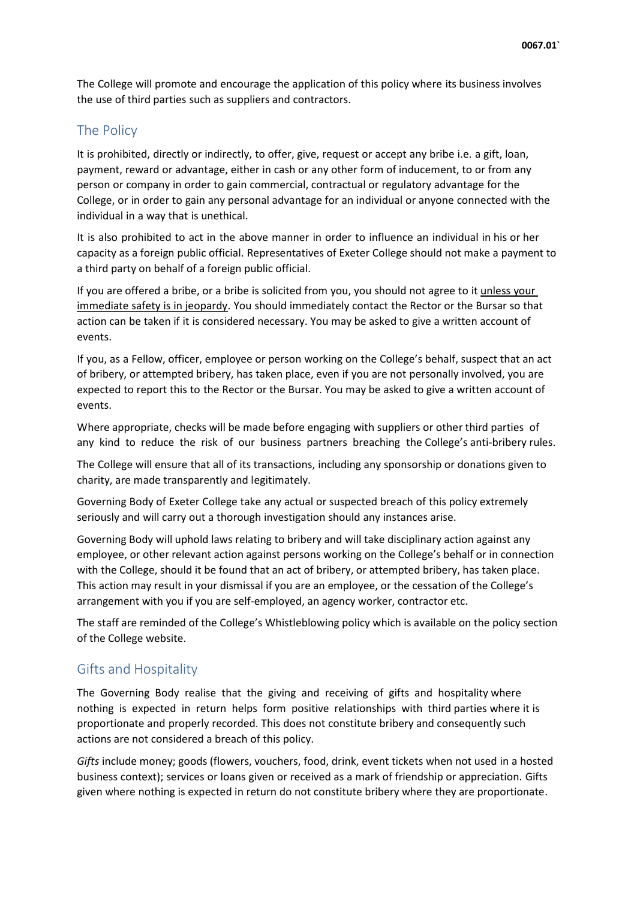The College will promote and encourage the application of this policy where its business involves the use of third parties such as suppliers and contractors.

## The Policy

It is prohibited, directly or indirectly, to offer, give, request or accept any bribe i.e. a gift, loan, payment, reward or advantage, either in cash or any other form of inducement, to or from any person or company in order to gain commercial, contractual or regulatory advantage for the College, or in order to gain any personal advantage for an individual or anyone connected with the individual in a way that is unethical.

It is also prohibited to act in the above manner in order to influence an individual in his or her capacity as a foreign public official. Representatives of Exeter College should not make a payment to a third party on behalf of a foreign public official.

If you are offered a bribe, or a bribe is solicited from you, you should not agree to it unless your immediate safety is in jeopardy. You should immediately contact the Rector or the Bursar so that action can be taken if it is considered necessary. You may be asked to give a written account of events.

If you, as a Fellow, officer, employee or person working on the College's behalf, suspect that an act of bribery, or attempted bribery, has taken place, even if you are not personally involved, you are expected to report this to the Rector or the Bursar. You may be asked to give a written account of events.

Where appropriate, checks will be made before engaging with suppliers or other third parties of any kind to reduce the risk of our business partners breaching the College's anti-bribery rules.

The College will ensure that all of its transactions, including any sponsorship or donations given to charity, are made transparently and legitimately.

Governing Body of Exeter College take any actual or suspected breach of this policy extremely seriously and will carry out a thorough investigation should any instances arise.

Governing Body will uphold laws relating to bribery and will take disciplinary action against any employee, or other relevant action against persons working on the College's behalf or in connection with the College, should it be found that an act of bribery, or attempted bribery, has taken place. This action may result in your dismissal if you are an employee, or the cessation of the College's arrangement with you if you are self-employed, an agency worker, contractor etc.

The staff are reminded of the College's Whistleblowing policy which is available on the policy section of the College website.

## Gifts and Hospitality

The Governing Body realise that the giving and receiving of gifts and hospitality where nothing is expected in return helps form positive relationships with third parties where it is proportionate and properly recorded. This does not constitute bribery and consequently such actions are not considered a breach of this policy.

*Gifts* include money; goods (flowers, vouchers, food, drink, event tickets when not used in a hosted business context); services or loans given or received as a mark of friendship or appreciation. Gifts given where nothing is expected in return do not constitute bribery where they are proportionate.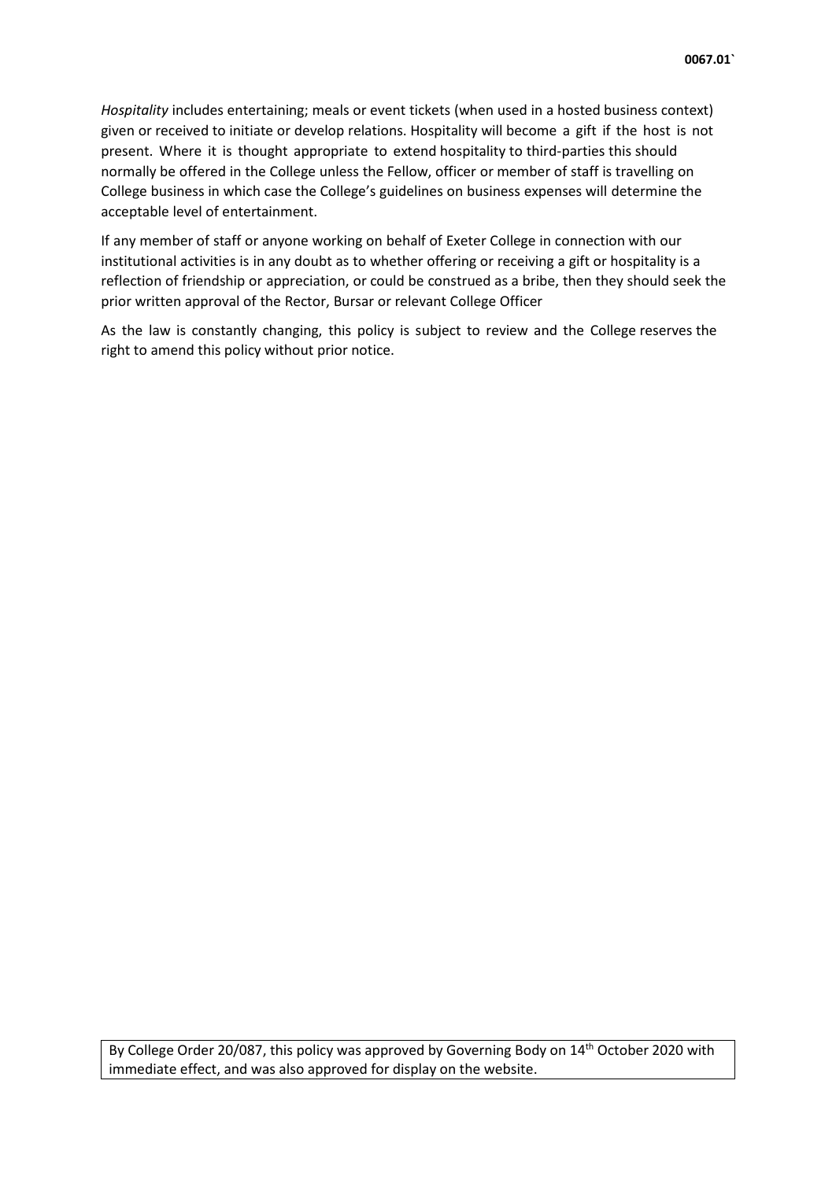*Hospitality* includes entertaining; meals or event tickets (when used in a hosted business context) given or received to initiate or develop relations. Hospitality will become a gift if the host is not present. Where it is thought appropriate to extend hospitality to third-parties this should normally be offered in the College unless the Fellow, officer or member of staff is travelling on College business in which case the College's guidelines on business expenses will determine the acceptable level of entertainment.

If any member of staff or anyone working on behalf of Exeter College in connection with our institutional activities is in any doubt as to whether offering or receiving a gift or hospitality is a reflection of friendship or appreciation, or could be construed as a bribe, then they should seek the prior written approval of the Rector, Bursar or relevant College Officer

As the law is constantly changing, this policy is subject to review and the College reserves the right to amend this policy without prior notice.

By College Order 20/087, this policy was approved by Governing Body on 14th October 2020 with immediate effect, and was also approved for display on the website.